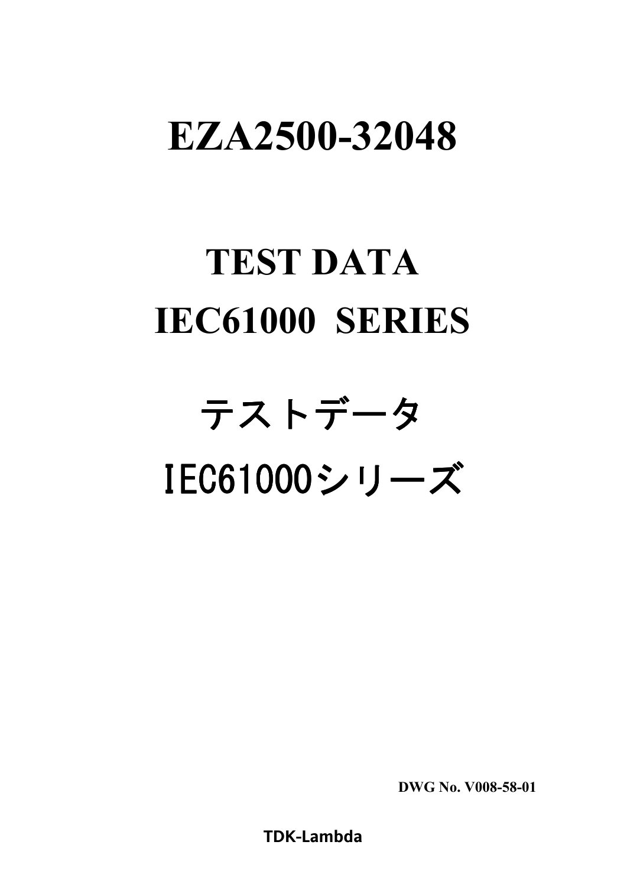# EZA2500-32048

# TEST DATA
# IEC61000 SERIES

# テストデータ
# IEC61000シリーズ

**DWG No. V008-58-01**

**TDK-Lambda**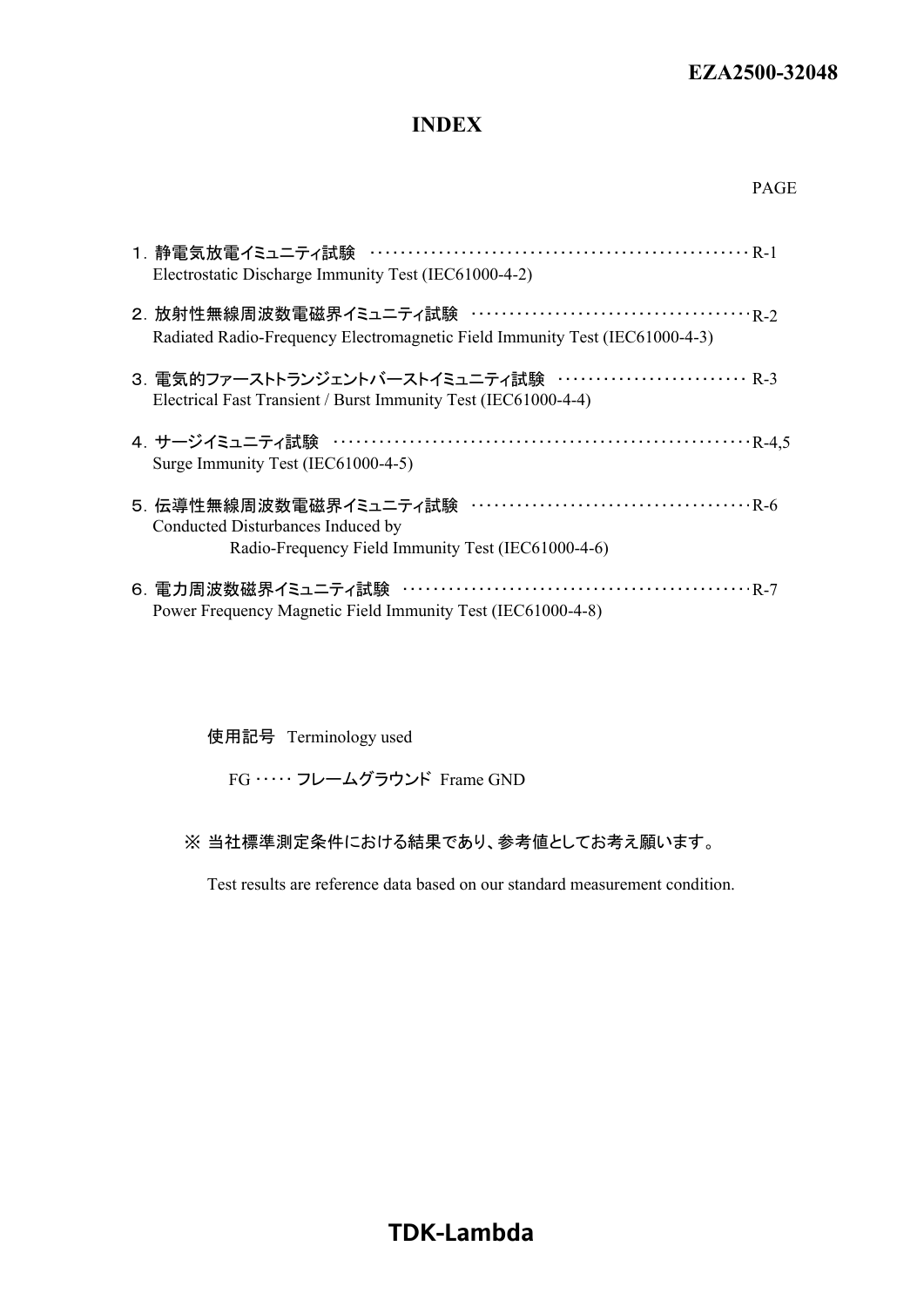EZA2500-32048

# INDEX

PAGE

| | |
|---|---|
| １. 静電気放電イミュニティ試験<br>Electrostatic Discharge Immunity Test (IEC61000-4-2) | R-1 |
| ２. 放射性無線周波数電磁界イミュニティ試験<br>Radiated Radio-Frequency Electromagnetic Field Immunity Test (IEC61000-4-3) | R-2 |
| ３. 電気的ファーストトランジェントバーストイミュニティ試験<br>Electrical Fast Transient / Burst Immunity Test (IEC61000-4-4) | R-3 |
| ４. サージイミュニティ試験<br>Surge Immunity Test (IEC61000-4-5) | R-4,5 |
| ５. 伝導性無線周波数電磁界イミュニティ試験<br>Conducted Disturbances Induced by Radio-Frequency Field Immunity Test (IEC61000-4-6) | R-6 |
| ６. 電力周波数磁界イミュニティ試験<br>Power Frequency Magnetic Field Immunity Test (IEC61000-4-8) | R-7 |

使用記号 Terminology used

FG ････ フレームグラウンド Frame GND

※ 当社標準測定条件における結果であり、参考値としてお考え願います。

Test results are reference data based on our standard measurement condition.

TDK-Lambda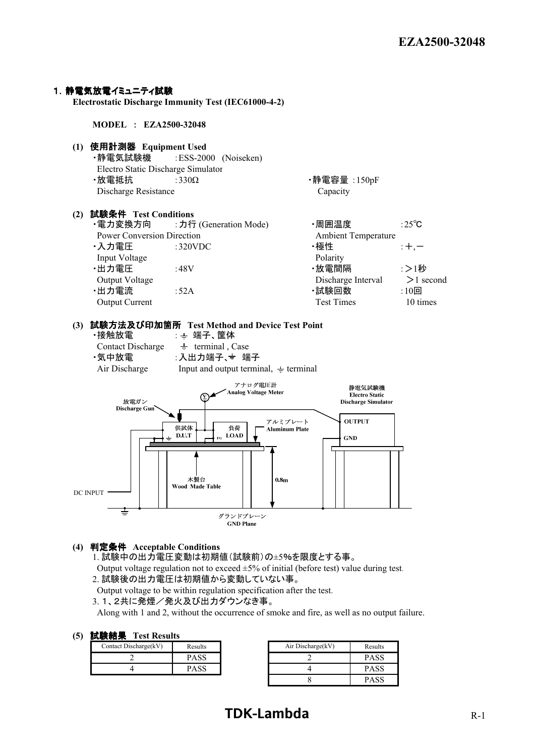## 1. 静電気放電イミュニティ試験

**Electrostatic Discharge Immunity Test (IEC61000-4-2)**

**MODEL : EZA2500-32048**

### (1) 使用計測器 Equipment Used

- ・静電気試験機 : ESS-2000 (Noiseken)
  Electro Static Discharge Simulator
- ・放電抵抗 : 330Ω
  Discharge Resistance
- ・静電容量 : 150pF
  Capacity

### (2) 試験条件 Test Conditions

- ・電力変換方向 : 力行 (Generation Mode)
  Power Conversion Direction
- ・入力電圧 : 320VDC
  Input Voltage
- ・出力電圧 : 48V
  Output Voltage
- ・出力電流 : 52A
  Output Current
- ・周囲温度 : 25℃
  Ambient Temperature
- ・極性 : +,−
  Polarity
- ・放電間隔 : >1秒
  Discharge Interval >1 second
- ・試験回数 : 10回
  Test Times 10 times

### (3) 試験方法及び印加箇所 Test Method and Device Test Point

- ・接触放電 : ⏚ 端子、筐体
  Contact Discharge ⏚ terminal , Case
- ・気中放電 : 入出力端子、⏚ 端子
  Air Discharge Input and output terminal, ⏚ terminal

アナログ電圧計 Analog Voltage Meter
放電ガン Discharge Gun
供試体 D.U.T
負荷 LOAD
アルミプレート Aluminum Plate
静電気試験機 Electro Static Discharge Simulator
OUTPUT
GND
木製台 Wood Made Table
0.8m
DC INPUT
グランドプレーン GND Plane

### (4) 判定条件 Acceptable Conditions

1. 試験中の出力電圧変動は初期値(試験前)の±5%を限度とする事。
   Output voltage regulation not to exceed ±5% of initial (before test) value during test.
2. 試験後の出力電圧は初期値から変動していない事。
   Output voltage to be within regulation specification after the test.
3. 1、2共に発煙/発火及び出力ダウンなき事。
   Along with 1 and 2, without the occurrence of smoke and fire, as well as no output failure.

### (5) 試験結果 Test Results

| Contact Discharge(kV) | Results |
|---|---|
| 2 | PASS |
| 4 | PASS |

| Air Discharge(kV) | Results |
|---|---|
| 2 | PASS |
| 4 | PASS |
| 8 | PASS |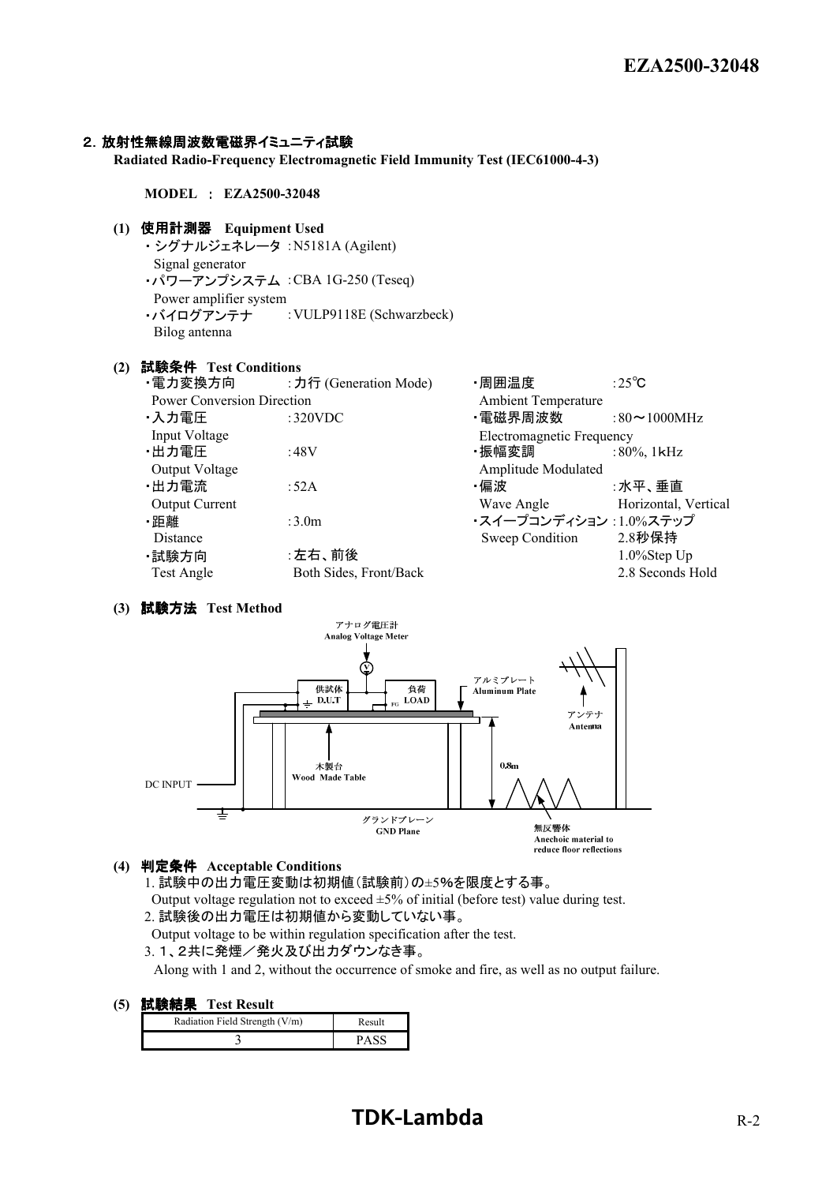## 2. 放射性無線周波数電磁界イミュニティ試験

**Radiated Radio-Frequency Electromagnetic Field Immunity Test (IEC61000-4-3)**

**MODEL ： EZA2500-32048**

### (1) 使用計測器 Equipment Used

- ・シグナルジェネレータ : N5181A (Agilent)  
  Signal generator
- ・パワーアンプシステム : CBA 1G-250 (Teseq)  
  Power amplifier system
- ・バイログアンテナ : VULP9118E (Schwarzbeck)  
  Bilog antenna

### (2) 試験条件 Test Conditions

- ・電力変換方向 : 力行 (Generation Mode)  
  Power Conversion Direction
- ・入力電圧 : 320VDC  
  Input Voltage
- ・出力電圧 : 48V  
  Output Voltage
- ・出力電流 : 52A  
  Output Current
- ・距離 : 3.0m  
  Distance
- ・試験方向 : 左右、前後  
  Test Angle : Both Sides, Front/Back
- ・周囲温度 : 25℃  
  Ambient Temperature
- ・電磁界周波数 : 80～1000MHz  
  Electromagnetic Frequency
- ・振幅変調 : 80%, 1kHz  
  Amplitude Modulated
- ・偏波 : 水平、垂直  
  Wave Angle : Horizontal, Vertical
- ・スイープコンディション : 1.0%ステップ 2.8秒保持  
  Sweep Condition : 1.0%Step Up 2.8 Seconds Hold

### (3) 試験方法 Test Method

アナログ電圧計 Analog Voltage Meter / 供試体 D.U.T / 負荷 LOAD / アルミプレート Aluminum Plate / アンテナ Antenna / 木製台 Wood Made Table / 0.8m / DC INPUT / グランドプレーン GND Plane / 無反響体 Anechoic material to reduce floor reflections

### (4) 判定条件 Acceptable Conditions

1. 試験中の出力電圧変動は初期値(試験前)の±5%を限度とする事。  
   Output voltage regulation not to exceed ±5% of initial (before test) value during test.
2. 試験後の出力電圧は初期値から変動していない事。  
   Output voltage to be within regulation specification after the test.
3. 1、2共に発煙／発火及び出力ダウンなき事。  
   Along with 1 and 2, without the occurrence of smoke and fire, as well as no output failure.

### (5) 試験結果 Test Result

| Radiation Field Strength (V/m) | Result |
|---|---|
| 3 | PASS |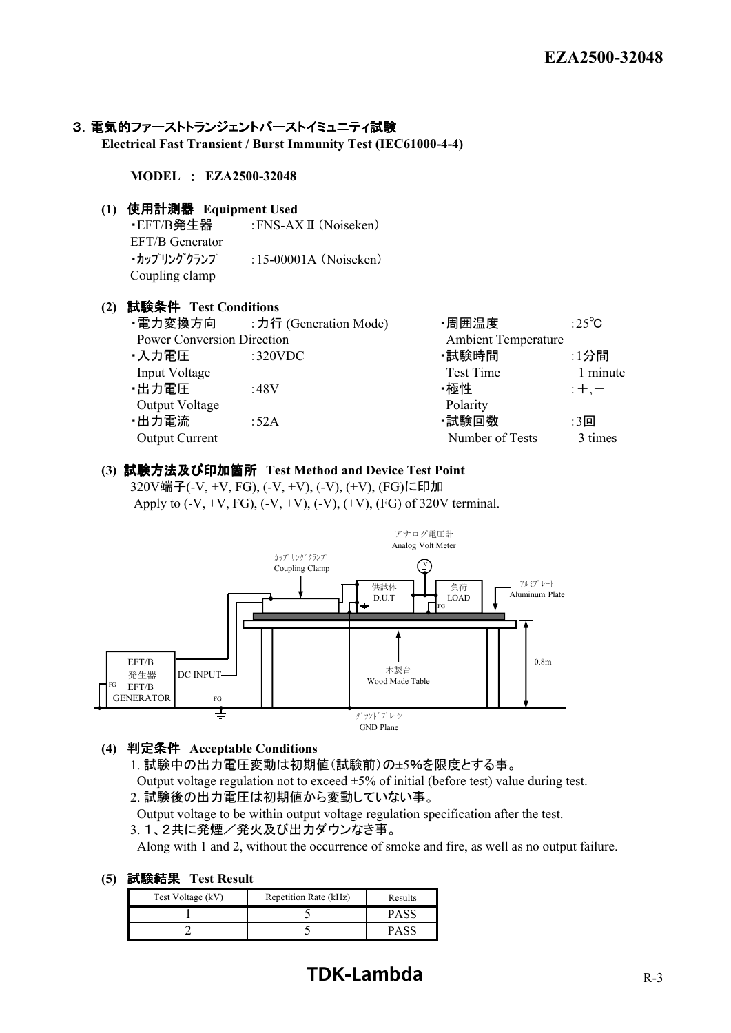## 3. 電気的ファーストトランジェントバーストイミュニティ試験

**Electrical Fast Transient / Burst Immunity Test (IEC61000-4-4)**

**MODEL ： EZA2500-32048**

### (1) 使用計測器 Equipment Used

- ・EFT/B発生器 EFT/B Generator : FNS-AXⅡ (Noiseken)
- ・ｶｯﾌﾟﾘﾝｸﾞｸﾗﾝﾌﾟ Coupling clamp : 15-00001A (Noiseken)

### (2) 試験条件 Test Conditions

- ・電力変換方向 Power Conversion Direction : 力行 (Generation Mode)
- ・入力電圧 Input Voltage : 320VDC
- ・出力電圧 Output Voltage : 48V
- ・出力電流 Output Current : 52A
- ・周囲温度 Ambient Temperature : 25℃
- ・試験時間 Test Time : 1分間 1 minute
- ・極性 Polarity : ＋,－
- ・試験回数 Number of Tests : 3回 3 times

### (3) 試験方法及び印加箇所 Test Method and Device Test Point

320V端子(-V, +V, FG), (-V, +V), (-V), (+V), (FG)に印加

Apply to (-V, +V, FG), (-V, +V), (-V), (+V), (FG) of 320V terminal.

アナログ電圧計 Analog Volt Meter
ｶｯﾌﾟﾘﾝｸﾞｸﾗﾝﾌﾟ Coupling Clamp
供試体 D.U.T
負荷 LOAD
ｱﾙﾐﾌﾟﾚｰﾄ Aluminum Plate
EFT/B 発生器 EFT/B GENERATOR
DC INPUT
FG
木製台 Wood Made Table
0.8m
ｸﾞﾗﾝﾄﾞﾌﾟﾚｰﾝ GND Plane

### (4) 判定条件 Acceptable Conditions

1. 試験中の出力電圧変動は初期値(試験前)の±5%を限度とする事。
   Output voltage regulation not to exceed ±5% of initial (before test) value during test.
2. 試験後の出力電圧は初期値から変動していない事。
   Output voltage to be within output voltage regulation specification after the test.
3. 1、2共に発煙／発火及び出力ダウンなき事。
   Along with 1 and 2, without the occurrence of smoke and fire, as well as no output failure.

### (5) 試験結果 Test Result

| Test Voltage (kV) | Repetition Rate (kHz) | Results |
|---|---|---|
| 1 | 5 | PASS |
| 2 | 5 | PASS |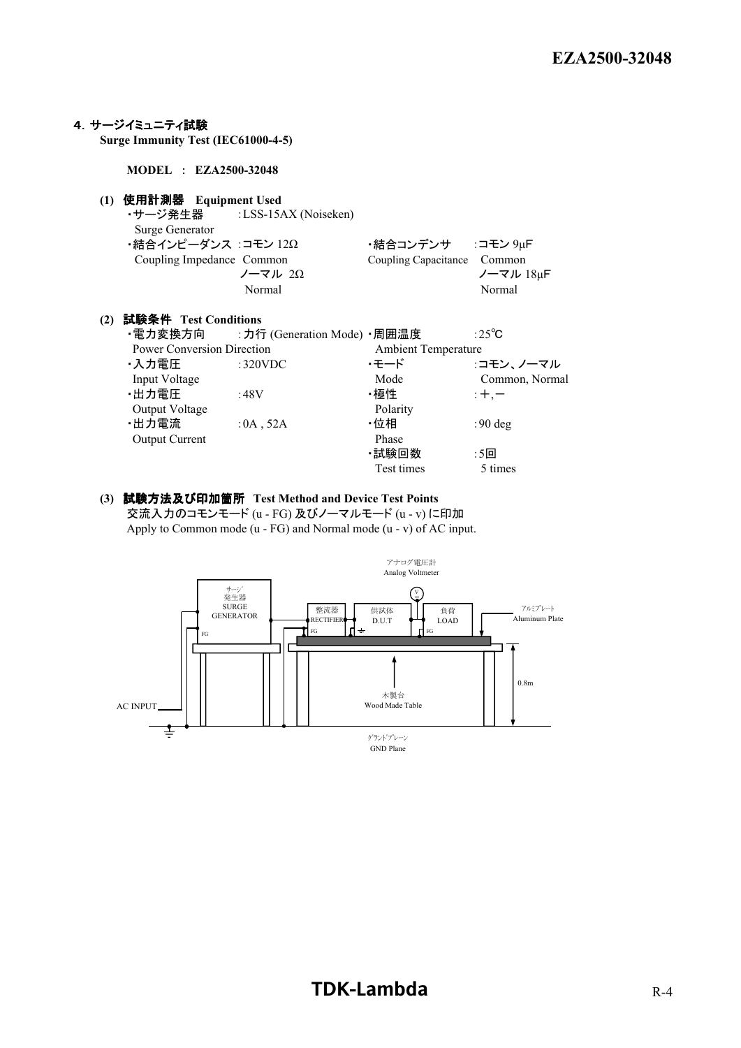## 4. サージイミュニティ試験

**Surge Immunity Test (IEC61000-4-5)**

**MODEL : EZA2500-32048**

### (1) 使用計測器 Equipment Used

- ・サージ発生器 Surge Generator : LSS-15AX (Noiseken)
- ・結合インピーダンス Coupling Impedance : コモン Common 12Ω / ノーマル Normal 2Ω
- ・結合コンデンサ Coupling Capacitance : コモン Common 9μF / ノーマル Normal 18μF

### (2) 試験条件 Test Conditions

- ・電力変換方向 Power Conversion Direction : 力行 (Generation Mode)
- ・入力電圧 Input Voltage : 320VDC
- ・出力電圧 Output Voltage : 48V
- ・出力電流 Output Current : 0A , 52A
- ・周囲温度 Ambient Temperature : 25℃
- ・モード Mode : コモン、ノーマル Common, Normal
- ・極性 Polarity : +,−
- ・位相 Phase : 90 deg
- ・試験回数 Test times : 5回 5 times

### (3) 試験方法及び印加箇所 Test Method and Device Test Points

交流入力のコモンモード (u - FG) 及びノーマルモード (u - v) に印加

Apply to Common mode (u - FG) and Normal mode (u - v) of AC input.

アナログ電圧計 Analog Voltmeter

サージ発生器 SURGE GENERATOR

整流器 RECTIFIER

供試体 D.U.T

負荷 LOAD

アルミプレート Aluminum Plate

AC INPUT

木製台 Wood Made Table

0.8m

グランドプレーン GND Plane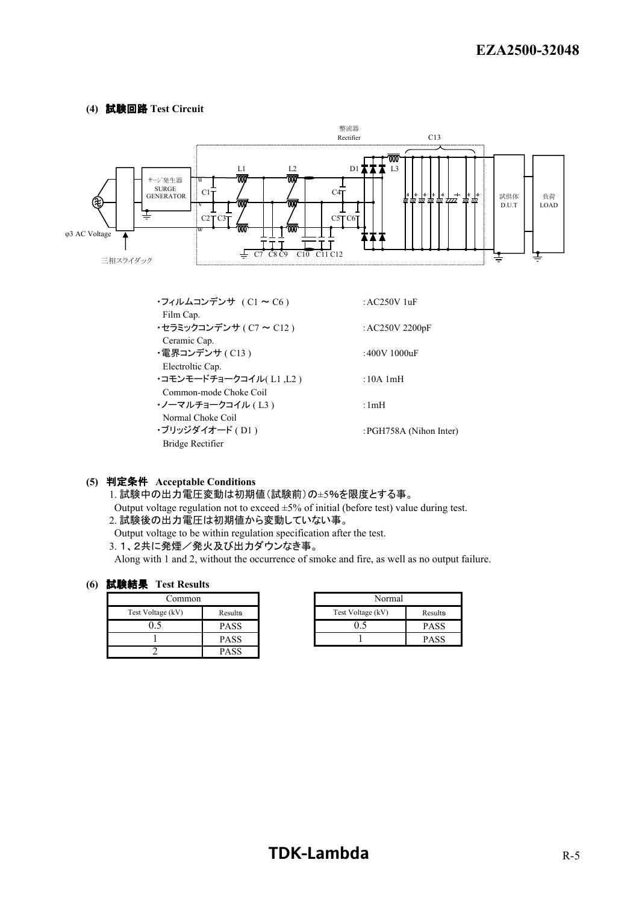**(4) 試験回路 Test Circuit**

整流器
Rectifier

C13

L1 L2 D1 L3

サージ発生器
SURGE GENERATOR

u v w

C1 C2 C3 C4 C5 C6

C7 C8 C9 C10 C11 C12

試供体
D.U.T

負荷
LOAD

φ3 AC Voltage

三相スライダック

| | |
|---|---|
| ・フィルムコンデンサ （C1 ～ C6 ）<br>Film Cap. | :AC250V 1uF |
| ・セラミックコンデンサ ( C7 ～ C12 )<br>Ceramic Cap. | :AC250V 2200pF |
| ・電界コンデンサ ( C13 )<br>Electroltic Cap. | :400V 1000uF |
| ・コモンモードチョークコイル( L1 ,L2 )<br>Common-mode Choke Coil | :10A 1mH |
| ・ノーマルチョークコイル ( L3 )<br>Normal Choke Coil | :1mH |
| ・ブリッジダイオード ( D1 )<br>Bridge Rectifier | :PGH758A (Nihon Inter) |

**(5) 判定条件 Acceptable Conditions**

1. 試験中の出力電圧変動は初期値（試験前）の±5%を限度とする事。
Output voltage regulation not to exceed ±5% of initial (before test) value during test.

2. 試験後の出力電圧は初期値から変動していない事。
Output voltage to be within regulation specification after the test.

3. 1、2共に発煙／発火及び出力ダウンなき事。
Along with 1 and 2, without the occurrence of smoke and fire, as well as no output failure.

**(6) 試験結果 Test Results**

| Common | |
|---|---|
| Test Voltage (kV) | Results |
| 0.5 | PASS |
| 1 | PASS |
| 2 | PASS |

| Normal | |
|---|---|
| Test Voltage (kV) | Results |
| 0.5 | PASS |
| 1 | PASS |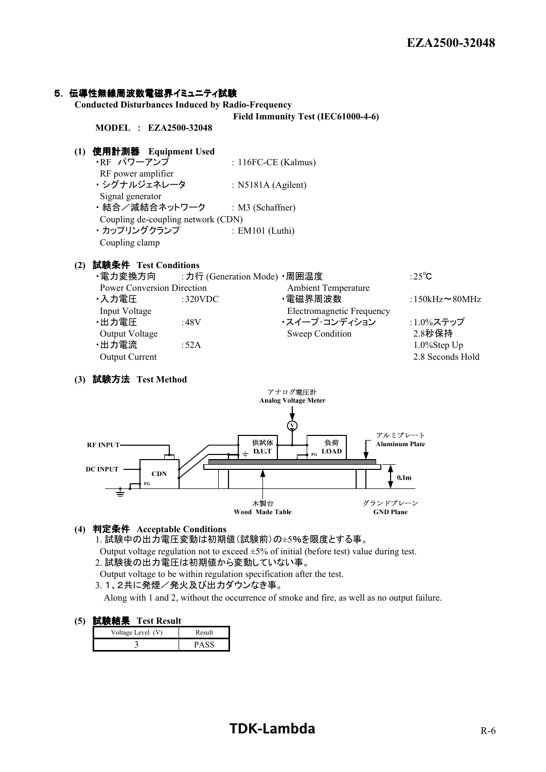## 5. 伝導性無線周波数電磁界イミュニティ試験

**Conducted Disturbances Induced by Radio-Frequency Field Immunity Test (IEC61000-4-6)**

**MODEL : EZA2500-32048**

### (1) 使用計測器 Equipment Used

- ・RF パワーアンプ : 116FC-CE (Kalmus)
  RF power amplifier
- ・シグナルジェネレータ : N5181A (Agilent)
  Signal generator
- ・結合／減結合ネットワーク : M3 (Schaffner)
  Coupling de-coupling network (CDN)
- ・カップリングクランプ : EM101 (Luthi)
  Coupling clamp

### (2) 試験条件 Test Conditions

- ・電力変換方向 Power Conversion Direction : 力行 (Generation Mode)
- ・入力電圧 Input Voltage : 320VDC
- ・出力電圧 Output Voltage : 48V
- ・出力電流 Output Current : 52A
- ・周囲温度 Ambient Temperature : 25℃
- ・電磁界周波数 Electromagnetic Frequency : 150kHz～80MHz
- ・スイープ･コンディション Sweep Condition : 1.0%ステップ 2.8秒保持 1.0%Step Up 2.8 Seconds Hold

### (3) 試験方法 Test Method

アナログ電圧計 Analog Voltage Meter
RF INPUT
DC INPUT
CDN
FG
供試体 D.U.T
負荷 LOAD
アルミプレート Aluminum Plate
0.1m
木製台 Wood Made Table
グランドプレーン GND Plane

### (4) 判定条件 Acceptable Conditions

1. 試験中の出力電圧変動は初期値(試験前)の±5%を限度とする事。
   Output voltage regulation not to exceed ±5% of initial (before test) value during test.
2. 試験後の出力電圧は初期値から変動していない事。
   Output voltage to be within regulation specification after the test.
3. 1、2共に発煙／発火及び出力ダウンなき事。
   Along with 1 and 2, without the occurrence of smoke and fire, as well as no output failure.

### (5) 試験結果 Test Result

| Voltage Level (V) | Result |
|---|---|
| 3 | PASS |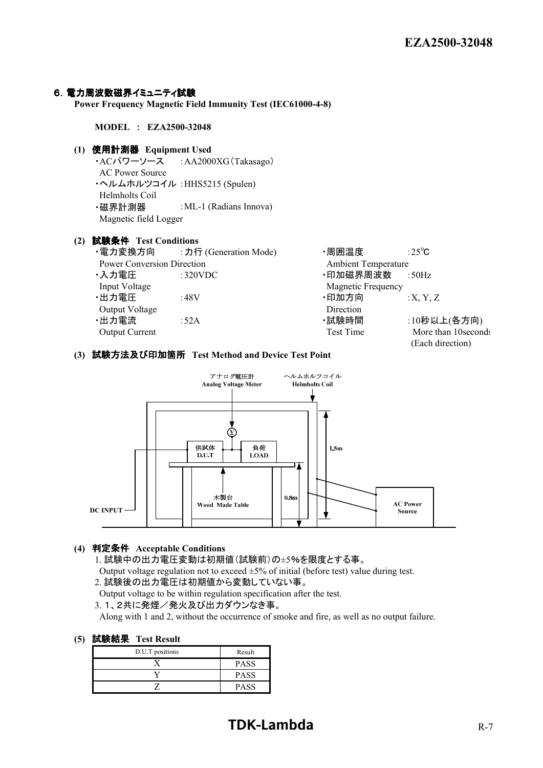## 6. 電力周波数磁界イミュニティ試験

**Power Frequency Magnetic Field Immunity Test (IEC61000-4-8)**

**MODEL : EZA2500-32048**

### (1) 使用計測器 Equipment Used

- ACパワーソース : AA2000XG（Takasago）
  AC Power Source
- ヘルムホルツコイル : HHS5215 (Spulen)
  Helmholts Coil
- 磁界計測器 : ML-1 (Radians Innova)
  Magnetic field Logger

### (2) 試験条件 Test Conditions

- 電力変換方向 : 力行 (Generation Mode)
  Power Conversion Direction
- 入力電圧 : 320VDC
  Input Voltage
- 出力電圧 : 48V
  Output Voltage
- 出力電流 : 52A
  Output Current
- 周囲温度 : 25℃
  Ambient Temperature
- 印加磁界周波数 : 50Hz
  Magnetic Frequency
- 印加方向 : X, Y, Z
  Direction
- 試験時間 : 10秒以上(各方向)
  Test Time More than 10seconds (Each direction)

### (3) 試験方法及び印加箇所 Test Method and Device Test Point

アナログ電圧計
Analog Voltage Meter
ヘルムホルツコイル
Helmholts Coil
V
供試体
D.U.T
負荷
LOAD
1.5m
木製台
Wood Made Table
0.8m
DC INPUT
AC Power Source

### (4) 判定条件 Acceptable Conditions

1. 試験中の出力電圧変動は初期値（試験前）の±5%を限度とする事。
   Output voltage regulation not to exceed ±5% of initial (before test) value during test.
2. 試験後の出力電圧は初期値から変動していない事。
   Output voltage to be within regulation specification after the test.
3. 1、2共に発煙／発火及び出力ダウンなき事。
   Along with 1 and 2, without the occurrence of smoke and fire, as well as no output failure.

### (5) 試験結果 Test Result

| D.U.T positions | Result |
|---|---|
| X | PASS |
| Y | PASS |
| Z | PASS |